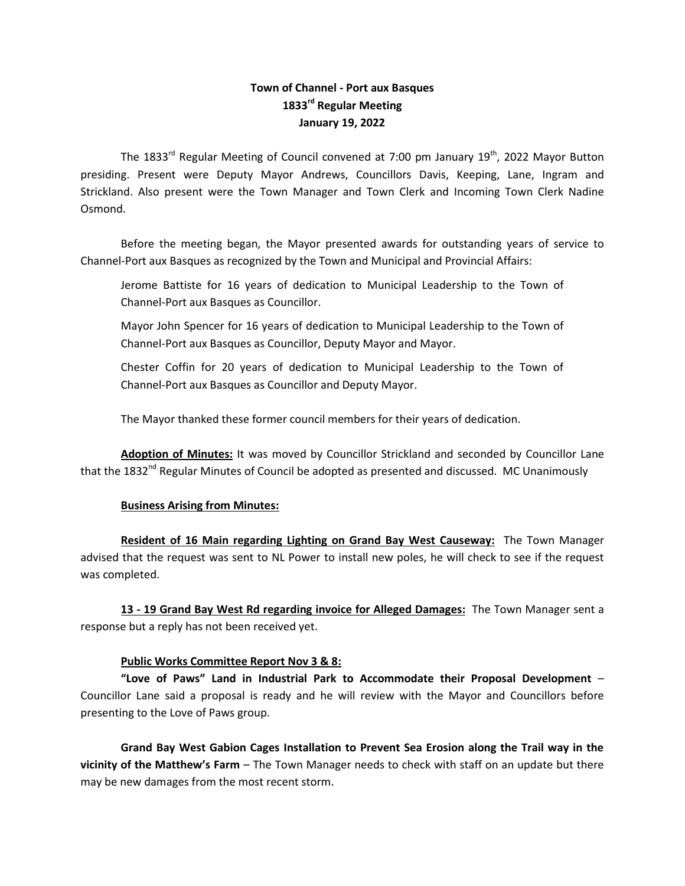**Town of Channel - Port aux Basques**
**1833rd Regular Meeting**
**January 19, 2022**

The 1833rd Regular Meeting of Council convened at 7:00 pm January 19th, 2022 Mayor Button presiding. Present were Deputy Mayor Andrews, Councillors Davis, Keeping, Lane, Ingram and Strickland. Also present were the Town Manager and Town Clerk and Incoming Town Clerk Nadine Osmond.

Before the meeting began, the Mayor presented awards for outstanding years of service to Channel-Port aux Basques as recognized by the Town and Municipal and Provincial Affairs:

Jerome Battiste for 16 years of dedication to Municipal Leadership to the Town of Channel-Port aux Basques as Councillor.

Mayor John Spencer for 16 years of dedication to Municipal Leadership to the Town of Channel-Port aux Basques as Councillor, Deputy Mayor and Mayor.

Chester Coffin for 20 years of dedication to Municipal Leadership to the Town of Channel-Port aux Basques as Councillor and Deputy Mayor.

The Mayor thanked these former council members for their years of dedication.

**Adoption of Minutes:** It was moved by Councillor Strickland and seconded by Councillor Lane that the 1832nd Regular Minutes of Council be adopted as presented and discussed. MC Unanimously

**Business Arising from Minutes:**

**Resident of 16 Main regarding Lighting on Grand Bay West Causeway:** The Town Manager advised that the request was sent to NL Power to install new poles, he will check to see if the request was completed.

**13 - 19 Grand Bay West Rd regarding invoice for Alleged Damages:** The Town Manager sent a response but a reply has not been received yet.

**Public Works Committee Report Nov 3 & 8:**

**"Love of Paws" Land in Industrial Park to Accommodate their Proposal Development** – Councillor Lane said a proposal is ready and he will review with the Mayor and Councillors before presenting to the Love of Paws group.

**Grand Bay West Gabion Cages Installation to Prevent Sea Erosion along the Trail way in the vicinity of the Matthew's Farm** – The Town Manager needs to check with staff on an update but there may be new damages from the most recent storm.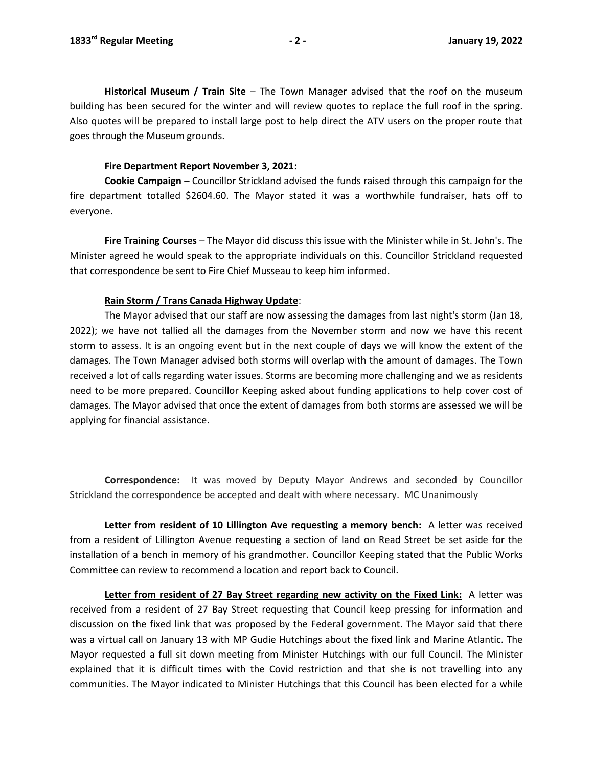**Historical Museum / Train Site** – The Town Manager advised that the roof on the museum building has been secured for the winter and will review quotes to replace the full roof in the spring. Also quotes will be prepared to install large post to help direct the ATV users on the proper route that goes through the Museum grounds.

**Fire Department Report November 3, 2021:**

**Cookie Campaign** – Councillor Strickland advised the funds raised through this campaign for the fire department totalled $2604.60. The Mayor stated it was a worthwhile fundraiser, hats off to everyone.

**Fire Training Courses** – The Mayor did discuss this issue with the Minister while in St. John's. The Minister agreed he would speak to the appropriate individuals on this. Councillor Strickland requested that correspondence be sent to Fire Chief Musseau to keep him informed.

**Rain Storm / Trans Canada Highway Update**:

The Mayor advised that our staff are now assessing the damages from last night's storm (Jan 18, 2022); we have not tallied all the damages from the November storm and now we have this recent storm to assess. It is an ongoing event but in the next couple of days we will know the extent of the damages. The Town Manager advised both storms will overlap with the amount of damages. The Town received a lot of calls regarding water issues. Storms are becoming more challenging and we as residents need to be more prepared. Councillor Keeping asked about funding applications to help cover cost of damages. The Mayor advised that once the extent of damages from both storms are assessed we will be applying for financial assistance.

**Correspondence:** It was moved by Deputy Mayor Andrews and seconded by Councillor Strickland the correspondence be accepted and dealt with where necessary. MC Unanimously

**Letter from resident of 10 Lillington Ave requesting a memory bench:** A letter was received from a resident of Lillington Avenue requesting a section of land on Read Street be set aside for the installation of a bench in memory of his grandmother. Councillor Keeping stated that the Public Works Committee can review to recommend a location and report back to Council.

**Letter from resident of 27 Bay Street regarding new activity on the Fixed Link:** A letter was received from a resident of 27 Bay Street requesting that Council keep pressing for information and discussion on the fixed link that was proposed by the Federal government. The Mayor said that there was a virtual call on January 13 with MP Gudie Hutchings about the fixed link and Marine Atlantic. The Mayor requested a full sit down meeting from Minister Hutchings with our full Council. The Minister explained that it is difficult times with the Covid restriction and that she is not travelling into any communities. The Mayor indicated to Minister Hutchings that this Council has been elected for a while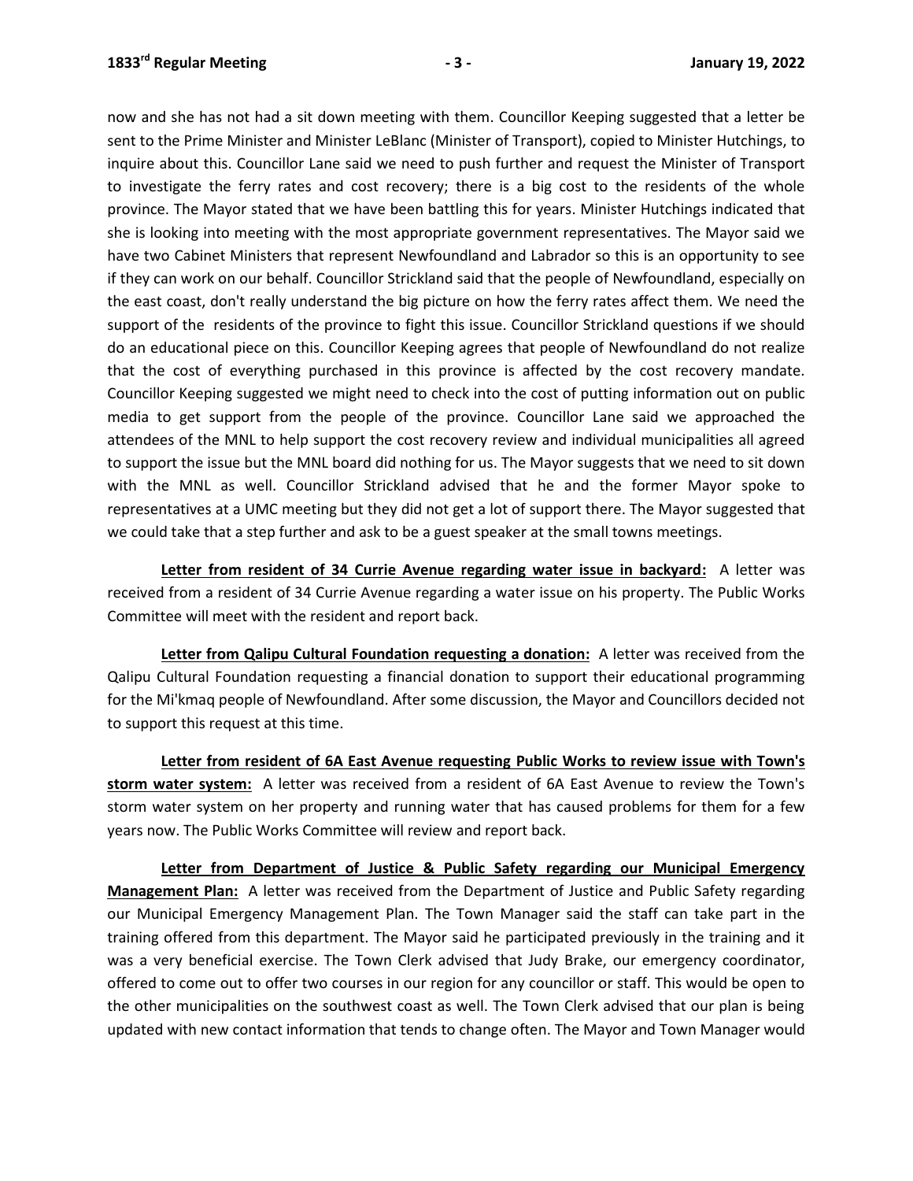now and she has not had a sit down meeting with them. Councillor Keeping suggested that a letter be sent to the Prime Minister and Minister LeBlanc (Minister of Transport), copied to Minister Hutchings, to inquire about this. Councillor Lane said we need to push further and request the Minister of Transport to investigate the ferry rates and cost recovery; there is a big cost to the residents of the whole province. The Mayor stated that we have been battling this for years. Minister Hutchings indicated that she is looking into meeting with the most appropriate government representatives. The Mayor said we have two Cabinet Ministers that represent Newfoundland and Labrador so this is an opportunity to see if they can work on our behalf. Councillor Strickland said that the people of Newfoundland, especially on the east coast, don't really understand the big picture on how the ferry rates affect them. We need the support of the residents of the province to fight this issue. Councillor Strickland questions if we should do an educational piece on this. Councillor Keeping agrees that people of Newfoundland do not realize that the cost of everything purchased in this province is affected by the cost recovery mandate. Councillor Keeping suggested we might need to check into the cost of putting information out on public media to get support from the people of the province. Councillor Lane said we approached the attendees of the MNL to help support the cost recovery review and individual municipalities all agreed to support the issue but the MNL board did nothing for us. The Mayor suggests that we need to sit down with the MNL as well. Councillor Strickland advised that he and the former Mayor spoke to representatives at a UMC meeting but they did not get a lot of support there. The Mayor suggested that we could take that a step further and ask to be a guest speaker at the small towns meetings.

**Letter from resident of 34 Currie Avenue regarding water issue in backyard:** A letter was received from a resident of 34 Currie Avenue regarding a water issue on his property. The Public Works Committee will meet with the resident and report back.

**Letter from Qalipu Cultural Foundation requesting a donation:** A letter was received from the Qalipu Cultural Foundation requesting a financial donation to support their educational programming for the Mi'kmaq people of Newfoundland. After some discussion, the Mayor and Councillors decided not to support this request at this time.

**Letter from resident of 6A East Avenue requesting Public Works to review issue with Town's storm water system:** A letter was received from a resident of 6A East Avenue to review the Town's storm water system on her property and running water that has caused problems for them for a few years now. The Public Works Committee will review and report back.

**Letter from Department of Justice & Public Safety regarding our Municipal Emergency Management Plan:** A letter was received from the Department of Justice and Public Safety regarding our Municipal Emergency Management Plan. The Town Manager said the staff can take part in the training offered from this department. The Mayor said he participated previously in the training and it was a very beneficial exercise. The Town Clerk advised that Judy Brake, our emergency coordinator, offered to come out to offer two courses in our region for any councillor or staff. This would be open to the other municipalities on the southwest coast as well. The Town Clerk advised that our plan is being updated with new contact information that tends to change often. The Mayor and Town Manager would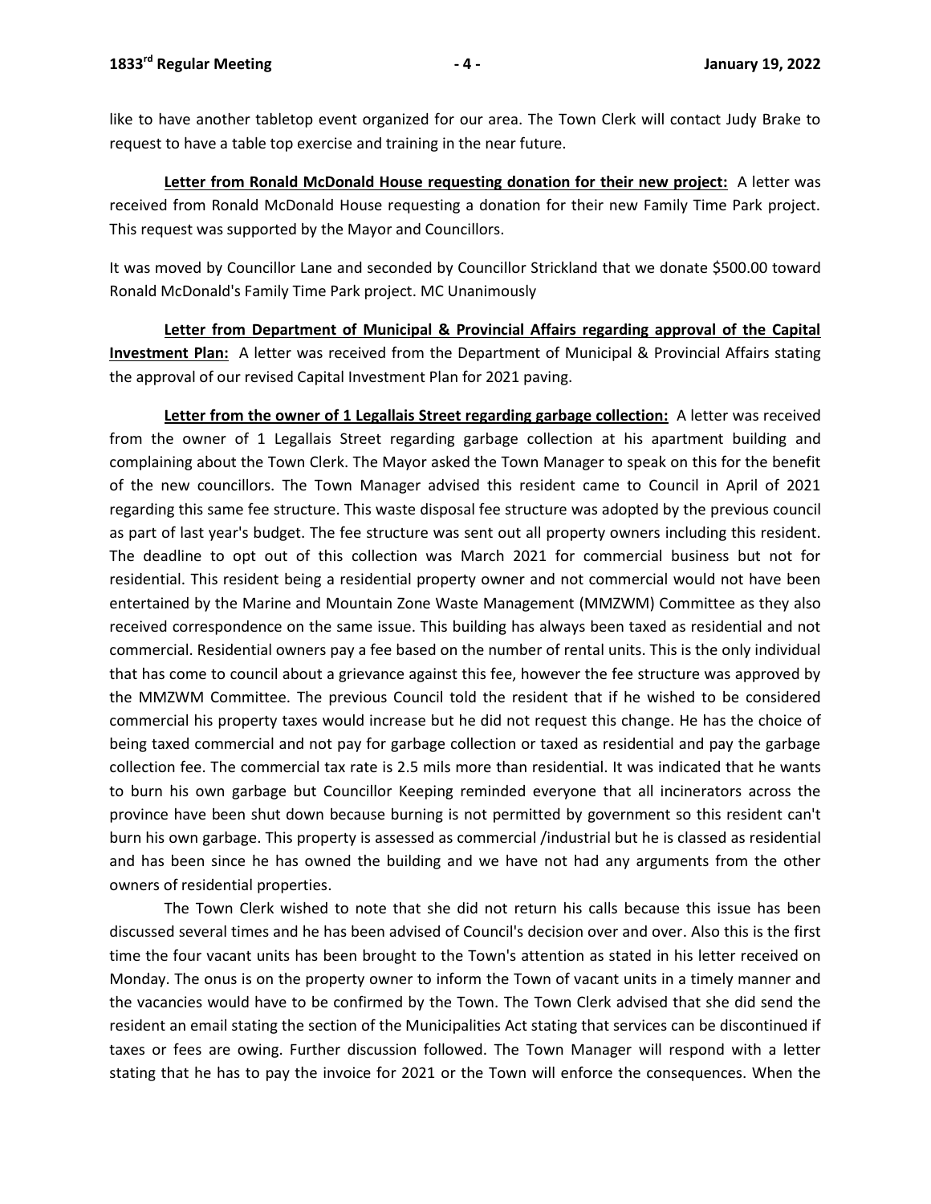like to have another tabletop event organized for our area. The Town Clerk will contact Judy Brake to request to have a table top exercise and training in the near future.

**Letter from Ronald McDonald House requesting donation for their new project:** A letter was received from Ronald McDonald House requesting a donation for their new Family Time Park project. This request was supported by the Mayor and Councillors.

It was moved by Councillor Lane and seconded by Councillor Strickland that we donate $500.00 toward Ronald McDonald's Family Time Park project. MC Unanimously

**Letter from Department of Municipal & Provincial Affairs regarding approval of the Capital Investment Plan:** A letter was received from the Department of Municipal & Provincial Affairs stating the approval of our revised Capital Investment Plan for 2021 paving.

**Letter from the owner of 1 Legallais Street regarding garbage collection:** A letter was received from the owner of 1 Legallais Street regarding garbage collection at his apartment building and complaining about the Town Clerk. The Mayor asked the Town Manager to speak on this for the benefit of the new councillors. The Town Manager advised this resident came to Council in April of 2021 regarding this same fee structure. This waste disposal fee structure was adopted by the previous council as part of last year's budget. The fee structure was sent out all property owners including this resident. The deadline to opt out of this collection was March 2021 for commercial business but not for residential. This resident being a residential property owner and not commercial would not have been entertained by the Marine and Mountain Zone Waste Management (MMZWM) Committee as they also received correspondence on the same issue. This building has always been taxed as residential and not commercial. Residential owners pay a fee based on the number of rental units. This is the only individual that has come to council about a grievance against this fee, however the fee structure was approved by the MMZWM Committee. The previous Council told the resident that if he wished to be considered commercial his property taxes would increase but he did not request this change. He has the choice of being taxed commercial and not pay for garbage collection or taxed as residential and pay the garbage collection fee. The commercial tax rate is 2.5 mils more than residential. It was indicated that he wants to burn his own garbage but Councillor Keeping reminded everyone that all incinerators across the province have been shut down because burning is not permitted by government so this resident can't burn his own garbage. This property is assessed as commercial /industrial but he is classed as residential and has been since he has owned the building and we have not had any arguments from the other owners of residential properties.

The Town Clerk wished to note that she did not return his calls because this issue has been discussed several times and he has been advised of Council's decision over and over. Also this is the first time the four vacant units has been brought to the Town's attention as stated in his letter received on Monday. The onus is on the property owner to inform the Town of vacant units in a timely manner and the vacancies would have to be confirmed by the Town. The Town Clerk advised that she did send the resident an email stating the section of the Municipalities Act stating that services can be discontinued if taxes or fees are owing. Further discussion followed. The Town Manager will respond with a letter stating that he has to pay the invoice for 2021 or the Town will enforce the consequences. When the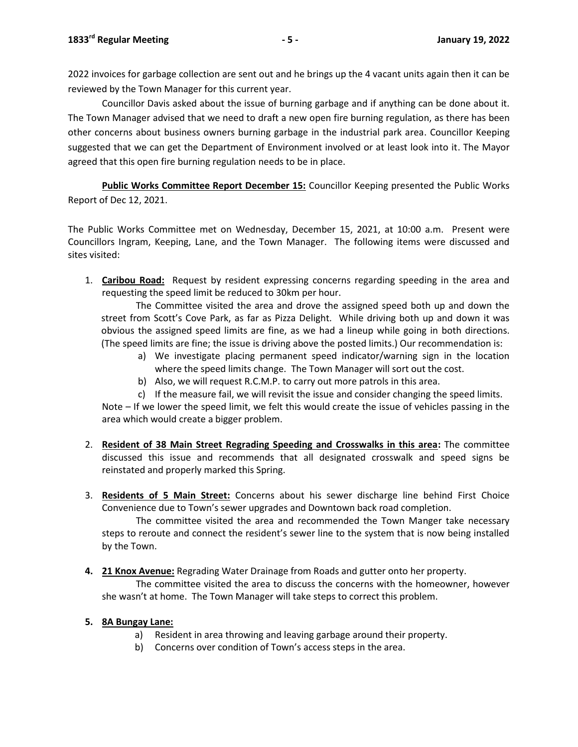2022 invoices for garbage collection are sent out and he brings up the 4 vacant units again then it can be reviewed by the Town Manager for this current year.

Councillor Davis asked about the issue of burning garbage and if anything can be done about it. The Town Manager advised that we need to draft a new open fire burning regulation, as there has been other concerns about business owners burning garbage in the industrial park area. Councillor Keeping suggested that we can get the Department of Environment involved or at least look into it. The Mayor agreed that this open fire burning regulation needs to be in place.

**Public Works Committee Report December 15:** Councillor Keeping presented the Public Works Report of Dec 12, 2021.

The Public Works Committee met on Wednesday, December 15, 2021, at 10:00 a.m. Present were Councillors Ingram, Keeping, Lane, and the Town Manager. The following items were discussed and sites visited:

1. **Caribou Road:** Request by resident expressing concerns regarding speeding in the area and requesting the speed limit be reduced to 30km per hour.

   The Committee visited the area and drove the assigned speed both up and down the street from Scott's Cove Park, as far as Pizza Delight. While driving both up and down it was obvious the assigned speed limits are fine, as we had a lineup while going in both directions. (The speed limits are fine; the issue is driving above the posted limits.) Our recommendation is:

   a) We investigate placing permanent speed indicator/warning sign in the location where the speed limits change. The Town Manager will sort out the cost.
   b) Also, we will request R.C.M.P. to carry out more patrols in this area.
   c) If the measure fail, we will revisit the issue and consider changing the speed limits.

   Note – If we lower the speed limit, we felt this would create the issue of vehicles passing in the area which would create a bigger problem.

2. **Resident of 38 Main Street Regrading Speeding and Crosswalks in this area:** The committee discussed this issue and recommends that all designated crosswalk and speed signs be reinstated and properly marked this Spring.

3. **Residents of 5 Main Street:** Concerns about his sewer discharge line behind First Choice Convenience due to Town's sewer upgrades and Downtown back road completion.

   The committee visited the area and recommended the Town Manger take necessary steps to reroute and connect the resident's sewer line to the system that is now being installed by the Town.

4. **21 Knox Avenue:** Regrading Water Drainage from Roads and gutter onto her property.

   The committee visited the area to discuss the concerns with the homeowner, however she wasn't at home. The Town Manager will take steps to correct this problem.

5. **8A Bungay Lane:**
   a) Resident in area throwing and leaving garbage around their property.
   b) Concerns over condition of Town's access steps in the area.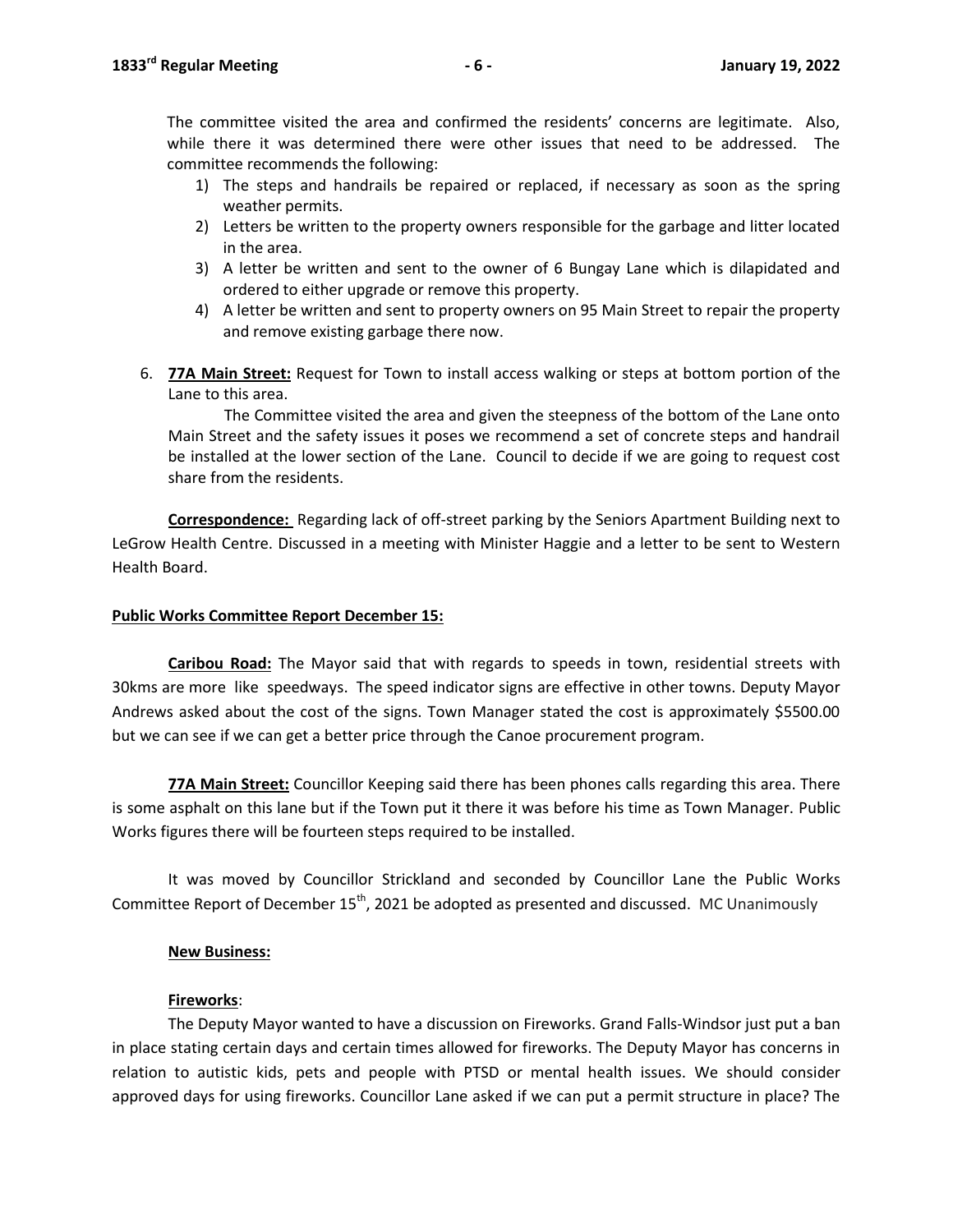The committee visited the area and confirmed the residents' concerns are legitimate. Also, while there it was determined there were other issues that need to be addressed. The committee recommends the following:

1) The steps and handrails be repaired or replaced, if necessary as soon as the spring weather permits.
2) Letters be written to the property owners responsible for the garbage and litter located in the area.
3) A letter be written and sent to the owner of 6 Bungay Lane which is dilapidated and ordered to either upgrade or remove this property.
4) A letter be written and sent to property owners on 95 Main Street to repair the property and remove existing garbage there now.

6. **77A Main Street:** Request for Town to install access walking or steps at bottom portion of the Lane to this area.

   The Committee visited the area and given the steepness of the bottom of the Lane onto Main Street and the safety issues it poses we recommend a set of concrete steps and handrail be installed at the lower section of the Lane. Council to decide if we are going to request cost share from the residents.

**Correspondence:** Regarding lack of off-street parking by the Seniors Apartment Building next to LeGrow Health Centre. Discussed in a meeting with Minister Haggie and a letter to be sent to Western Health Board.

**Public Works Committee Report December 15:**

**Caribou Road:** The Mayor said that with regards to speeds in town, residential streets with 30kms are more like speedways. The speed indicator signs are effective in other towns. Deputy Mayor Andrews asked about the cost of the signs. Town Manager stated the cost is approximately $5500.00 but we can see if we can get a better price through the Canoe procurement program.

**77A Main Street:** Councillor Keeping said there has been phones calls regarding this area. There is some asphalt on this lane but if the Town put it there it was before his time as Town Manager. Public Works figures there will be fourteen steps required to be installed.

It was moved by Councillor Strickland and seconded by Councillor Lane the Public Works Committee Report of December 15th, 2021 be adopted as presented and discussed. MC Unanimously

**New Business:**

**Fireworks**:

The Deputy Mayor wanted to have a discussion on Fireworks. Grand Falls-Windsor just put a ban in place stating certain days and certain times allowed for fireworks. The Deputy Mayor has concerns in relation to autistic kids, pets and people with PTSD or mental health issues. We should consider approved days for using fireworks. Councillor Lane asked if we can put a permit structure in place? The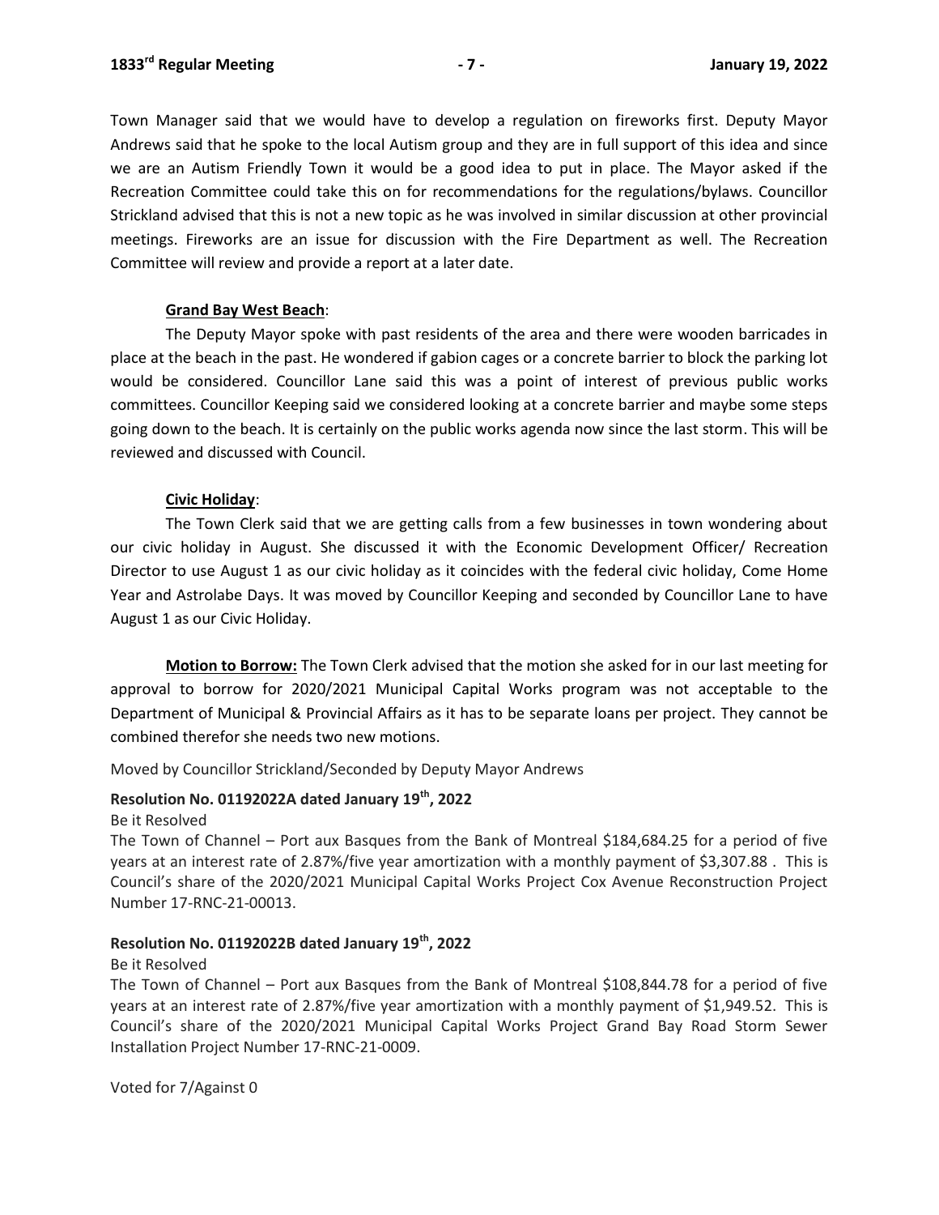Town Manager said that we would have to develop a regulation on fireworks first. Deputy Mayor Andrews said that he spoke to the local Autism group and they are in full support of this idea and since we are an Autism Friendly Town it would be a good idea to put in place. The Mayor asked if the Recreation Committee could take this on for recommendations for the regulations/bylaws. Councillor Strickland advised that this is not a new topic as he was involved in similar discussion at other provincial meetings. Fireworks are an issue for discussion with the Fire Department as well. The Recreation Committee will review and provide a report at a later date.

**Grand Bay West Beach**:

The Deputy Mayor spoke with past residents of the area and there were wooden barricades in place at the beach in the past. He wondered if gabion cages or a concrete barrier to block the parking lot would be considered. Councillor Lane said this was a point of interest of previous public works committees. Councillor Keeping said we considered looking at a concrete barrier and maybe some steps going down to the beach. It is certainly on the public works agenda now since the last storm. This will be reviewed and discussed with Council.

**Civic Holiday**:

The Town Clerk said that we are getting calls from a few businesses in town wondering about our civic holiday in August. She discussed it with the Economic Development Officer/ Recreation Director to use August 1 as our civic holiday as it coincides with the federal civic holiday, Come Home Year and Astrolabe Days. It was moved by Councillor Keeping and seconded by Councillor Lane to have August 1 as our Civic Holiday.

**Motion to Borrow:** The Town Clerk advised that the motion she asked for in our last meeting for approval to borrow for 2020/2021 Municipal Capital Works program was not acceptable to the Department of Municipal & Provincial Affairs as it has to be separate loans per project. They cannot be combined therefor she needs two new motions.

Moved by Councillor Strickland/Seconded by Deputy Mayor Andrews

**Resolution No. 01192022A dated January 19th, 2022**

Be it Resolved

The Town of Channel – Port aux Basques from the Bank of Montreal $184,684.25 for a period of five years at an interest rate of 2.87%/five year amortization with a monthly payment of $3,307.88 . This is Council's share of the 2020/2021 Municipal Capital Works Project Cox Avenue Reconstruction Project Number 17-RNC-21-00013.

**Resolution No. 01192022B dated January 19th, 2022**

Be it Resolved

The Town of Channel – Port aux Basques from the Bank of Montreal $108,844.78 for a period of five years at an interest rate of 2.87%/five year amortization with a monthly payment of $1,949.52. This is Council's share of the 2020/2021 Municipal Capital Works Project Grand Bay Road Storm Sewer Installation Project Number 17-RNC-21-0009.

Voted for 7/Against 0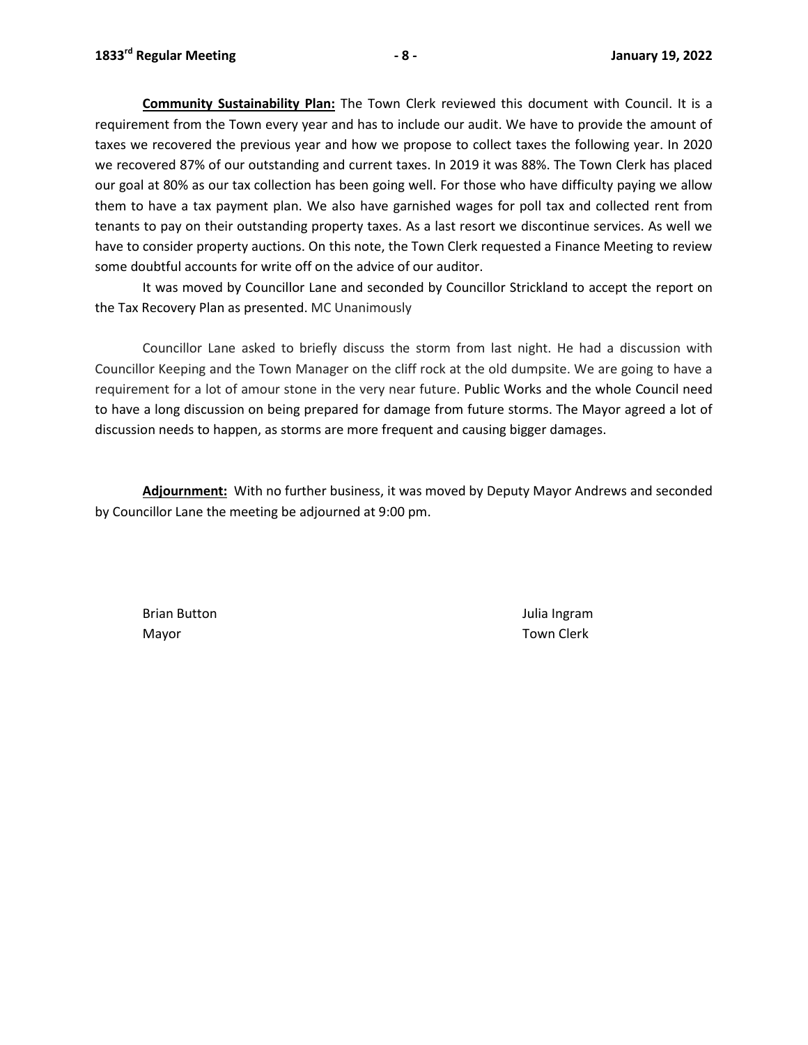**Community Sustainability Plan:** The Town Clerk reviewed this document with Council. It is a requirement from the Town every year and has to include our audit. We have to provide the amount of taxes we recovered the previous year and how we propose to collect taxes the following year. In 2020 we recovered 87% of our outstanding and current taxes. In 2019 it was 88%. The Town Clerk has placed our goal at 80% as our tax collection has been going well. For those who have difficulty paying we allow them to have a tax payment plan. We also have garnished wages for poll tax and collected rent from tenants to pay on their outstanding property taxes. As a last resort we discontinue services. As well we have to consider property auctions. On this note, the Town Clerk requested a Finance Meeting to review some doubtful accounts for write off on the advice of our auditor.

It was moved by Councillor Lane and seconded by Councillor Strickland to accept the report on the Tax Recovery Plan as presented. MC Unanimously

Councillor Lane asked to briefly discuss the storm from last night. He had a discussion with Councillor Keeping and the Town Manager on the cliff rock at the old dumpsite. We are going to have a requirement for a lot of amour stone in the very near future. Public Works and the whole Council need to have a long discussion on being prepared for damage from future storms. The Mayor agreed a lot of discussion needs to happen, as storms are more frequent and causing bigger damages.

**Adjournment:** With no further business, it was moved by Deputy Mayor Andrews and seconded by Councillor Lane the meeting be adjourned at 9:00 pm.

Brian Button
Mayor

Julia Ingram
Town Clerk